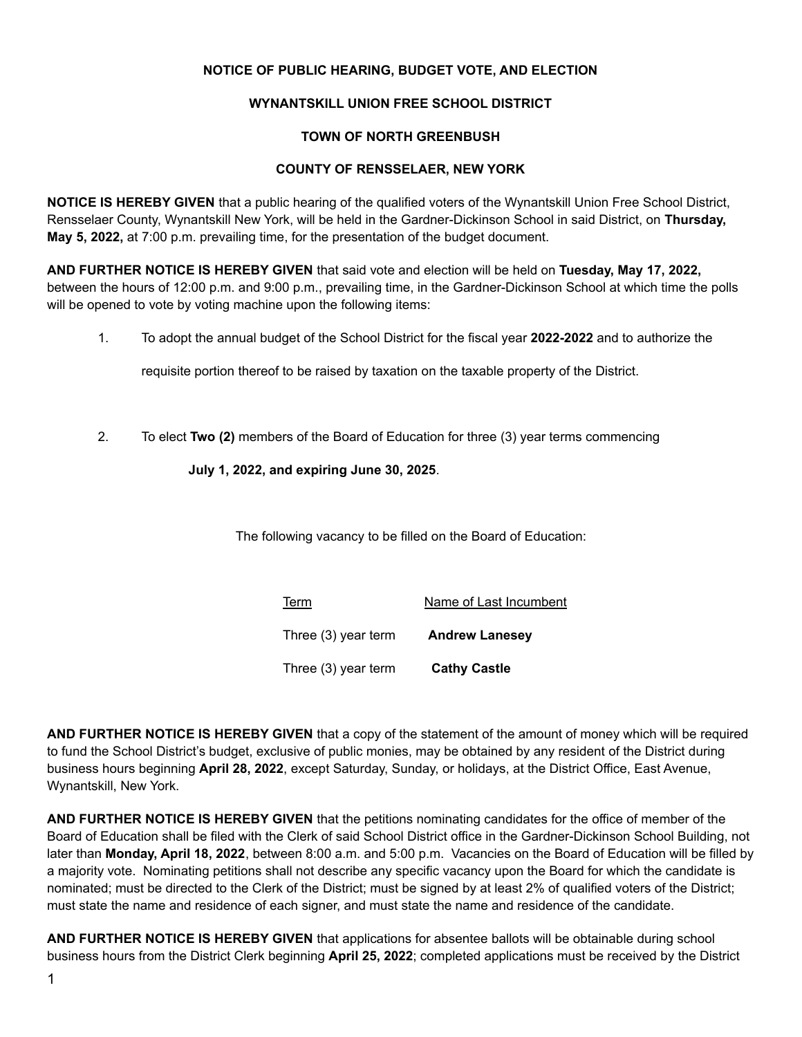**NOTICE OF PUBLIC HEARING, BUDGET VOTE, AND ELECTION**

**WYNANTSKILL UNION FREE SCHOOL DISTRICT**

**TOWN OF NORTH GREENBUSH**

**COUNTY OF RENSSELAER, NEW YORK**

**NOTICE IS HEREBY GIVEN** that a public hearing of the qualified voters of the Wynantskill Union Free School District, Rensselaer County, Wynantskill New York, will be held in the Gardner-Dickinson School in said District, on **Thursday, May 5, 2022,** at 7:00 p.m. prevailing time, for the presentation of the budget document.

**AND FURTHER NOTICE IS HEREBY GIVEN** that said vote and election will be held on **Tuesday, May 17, 2022,** between the hours of 12:00 p.m. and 9:00 p.m., prevailing time, in the Gardner-Dickinson School at which time the polls will be opened to vote by voting machine upon the following items:

1. To adopt the annual budget of the School District for the fiscal year **2022-2022** and to authorize the requisite portion thereof to be raised by taxation on the taxable property of the District.

2. To elect **Two (2)** members of the Board of Education for three (3) year terms commencing **July 1, 2022, and expiring June 30, 2025**.

The following vacancy to be filled on the Board of Education:

| Term | Name of Last Incumbent |
|---|---|
| Three (3) year term | **Andrew Lanesey** |
| Three (3) year term | **Cathy Castle** |

**AND FURTHER NOTICE IS HEREBY GIVEN** that a copy of the statement of the amount of money which will be required to fund the School District's budget, exclusive of public monies, may be obtained by any resident of the District during business hours beginning **April 28, 2022**, except Saturday, Sunday, or holidays, at the District Office, East Avenue, Wynantskill, New York.

**AND FURTHER NOTICE IS HEREBY GIVEN** that the petitions nominating candidates for the office of member of the Board of Education shall be filed with the Clerk of said School District office in the Gardner-Dickinson School Building, not later than **Monday, April 18, 2022**, between 8:00 a.m. and 5:00 p.m. Vacancies on the Board of Education will be filled by a majority vote. Nominating petitions shall not describe any specific vacancy upon the Board for which the candidate is nominated; must be directed to the Clerk of the District; must be signed by at least 2% of qualified voters of the District; must state the name and residence of each signer, and must state the name and residence of the candidate.

**AND FURTHER NOTICE IS HEREBY GIVEN** that applications for absentee ballots will be obtainable during school business hours from the District Clerk beginning **April 25, 2022**; completed applications must be received by the District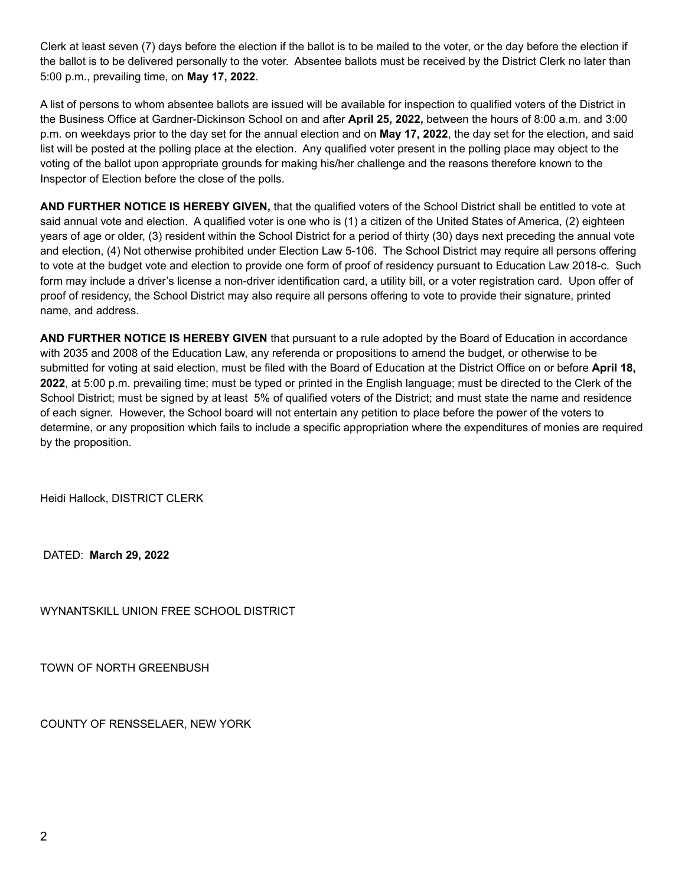Clerk at least seven (7) days before the election if the ballot is to be mailed to the voter, or the day before the election if the ballot is to be delivered personally to the voter. Absentee ballots must be received by the District Clerk no later than 5:00 p.m., prevailing time, on **May 17, 2022**.

A list of persons to whom absentee ballots are issued will be available for inspection to qualified voters of the District in the Business Office at Gardner-Dickinson School on and after **April 25, 2022,** between the hours of 8:00 a.m. and 3:00 p.m. on weekdays prior to the day set for the annual election and on **May 17, 2022**, the day set for the election, and said list will be posted at the polling place at the election. Any qualified voter present in the polling place may object to the voting of the ballot upon appropriate grounds for making his/her challenge and the reasons therefore known to the Inspector of Election before the close of the polls.

**AND FURTHER NOTICE IS HEREBY GIVEN,** that the qualified voters of the School District shall be entitled to vote at said annual vote and election. A qualified voter is one who is (1) a citizen of the United States of America, (2) eighteen years of age or older, (3) resident within the School District for a period of thirty (30) days next preceding the annual vote and election, (4) Not otherwise prohibited under Election Law 5-106. The School District may require all persons offering to vote at the budget vote and election to provide one form of proof of residency pursuant to Education Law 2018-c. Such form may include a driver's license a non-driver identification card, a utility bill, or a voter registration card. Upon offer of proof of residency, the School District may also require all persons offering to vote to provide their signature, printed name, and address.

**AND FURTHER NOTICE IS HEREBY GIVEN** that pursuant to a rule adopted by the Board of Education in accordance with 2035 and 2008 of the Education Law, any referenda or propositions to amend the budget, or otherwise to be submitted for voting at said election, must be filed with the Board of Education at the District Office on or before **April 18, 2022**, at 5:00 p.m. prevailing time; must be typed or printed in the English language; must be directed to the Clerk of the School District; must be signed by at least 5% of qualified voters of the District; and must state the name and residence of each signer. However, the School board will not entertain any petition to place before the power of the voters to determine, or any proposition which fails to include a specific appropriation where the expenditures of monies are required by the proposition.

Heidi Hallock, DISTRICT CLERK

DATED: **March 29, 2022**

WYNANTSKILL UNION FREE SCHOOL DISTRICT

TOWN OF NORTH GREENBUSH

COUNTY OF RENSSELAER, NEW YORK